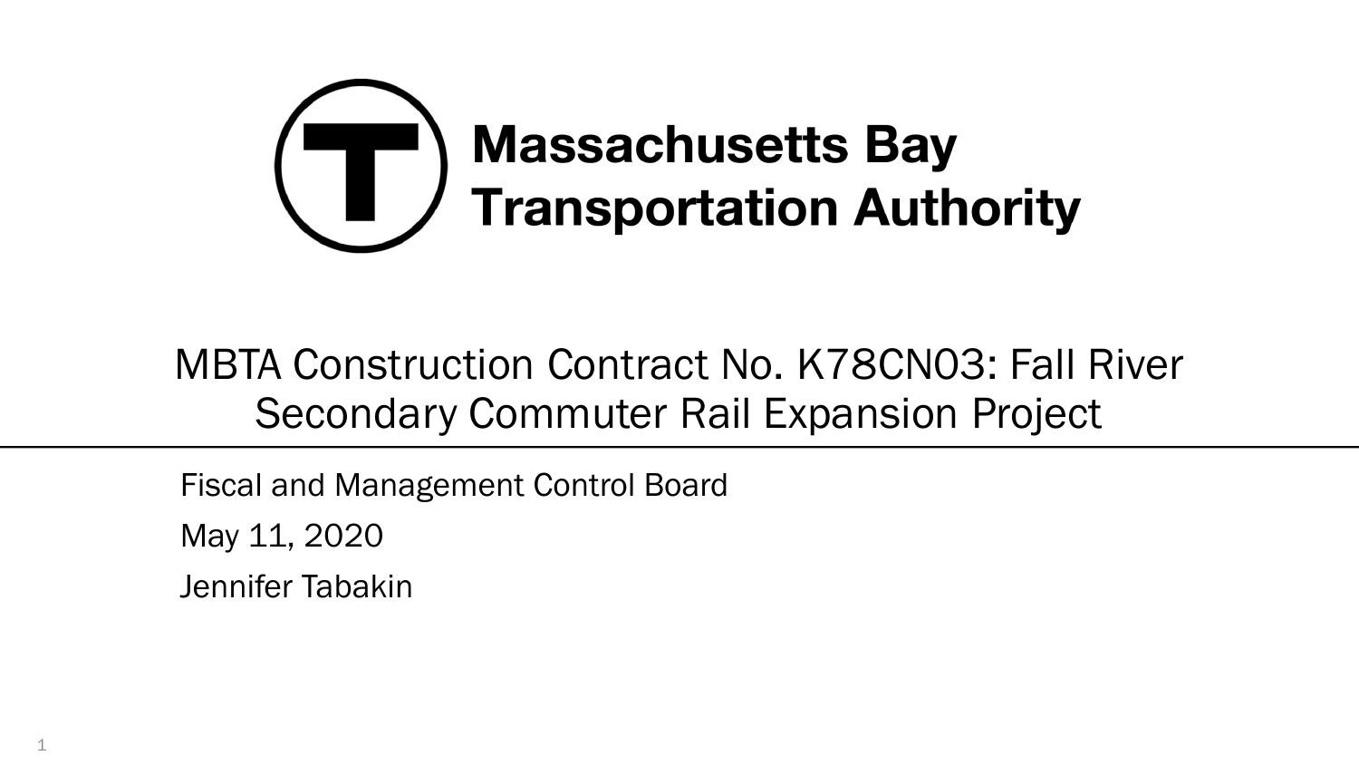**Massachusetts Bay Transportation Authority**

# MBTA Construction Contract No. K78CN03: Fall River Secondary Commuter Rail Expansion Project

Fiscal and Management Control Board

May 11, 2020

Jennifer Tabakin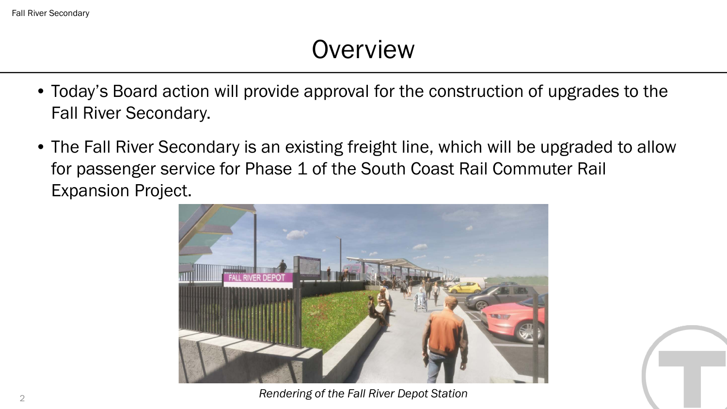# Overview

- Today's Board action will provide approval for the construction of upgrades to the Fall River Secondary.
- The Fall River Secondary is an existing freight line, which will be upgraded to allow for passenger service for Phase 1 of the South Coast Rail Commuter Rail Expansion Project.

*Rendering of the Fall River Depot Station*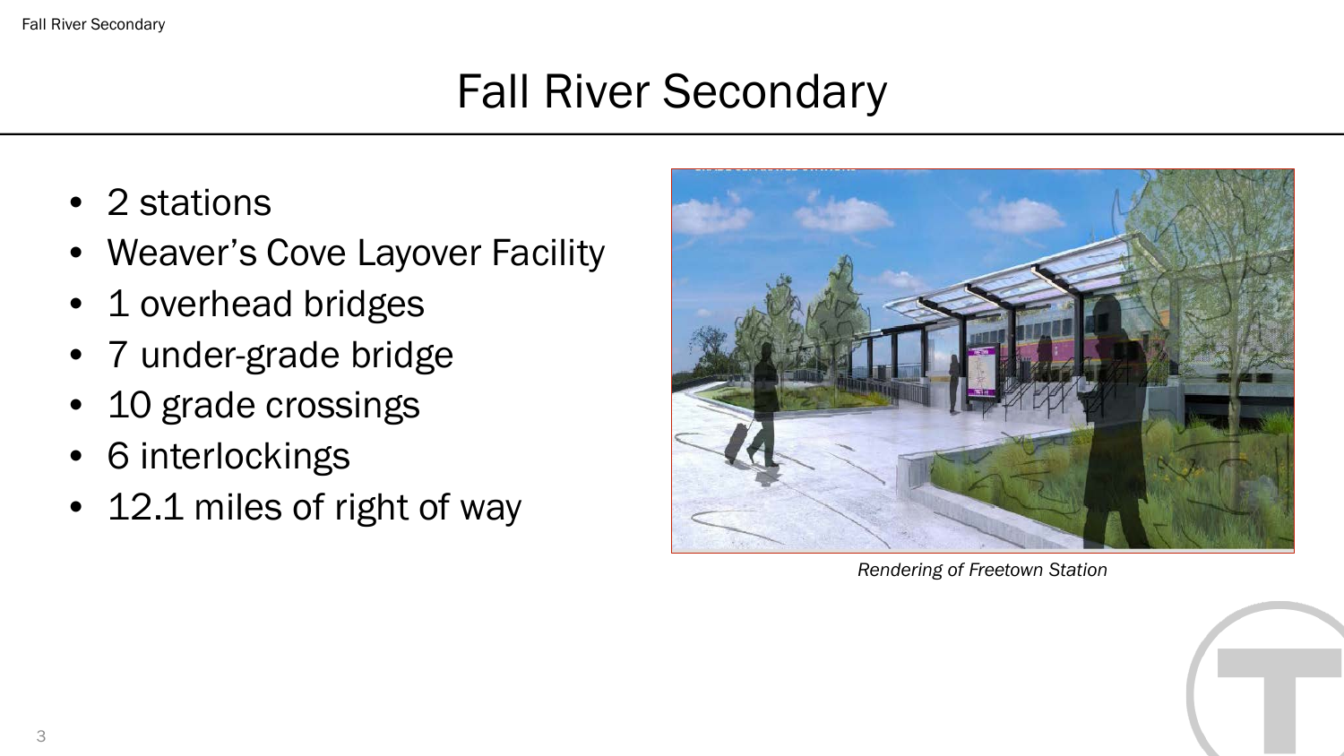# Fall River Secondary

- 2 stations
- Weaver's Cove Layover Facility
- 1 overhead bridges
- 7 under-grade bridge
- 10 grade crossings
- 6 interlockings
- 12.1 miles of right of way

*Rendering of Freetown Station*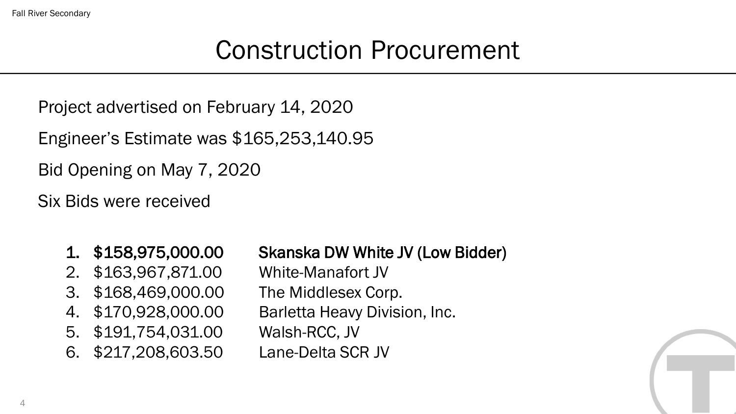# Construction Procurement

Project advertised on February 14, 2020

Engineer's Estimate was $165,253,140.95

Bid Opening on May 7, 2020

Six Bids were received

1. **$158,975,000.00 Skanska DW White JV (Low Bidder)**
2. $163,967,871.00 White-Manafort JV
3. $168,469,000.00 The Middlesex Corp.
4. $170,928,000.00 Barletta Heavy Division, Inc.
5. $191,754,031.00 Walsh-RCC, JV
6. $217,208,603.50 Lane-Delta SCR JV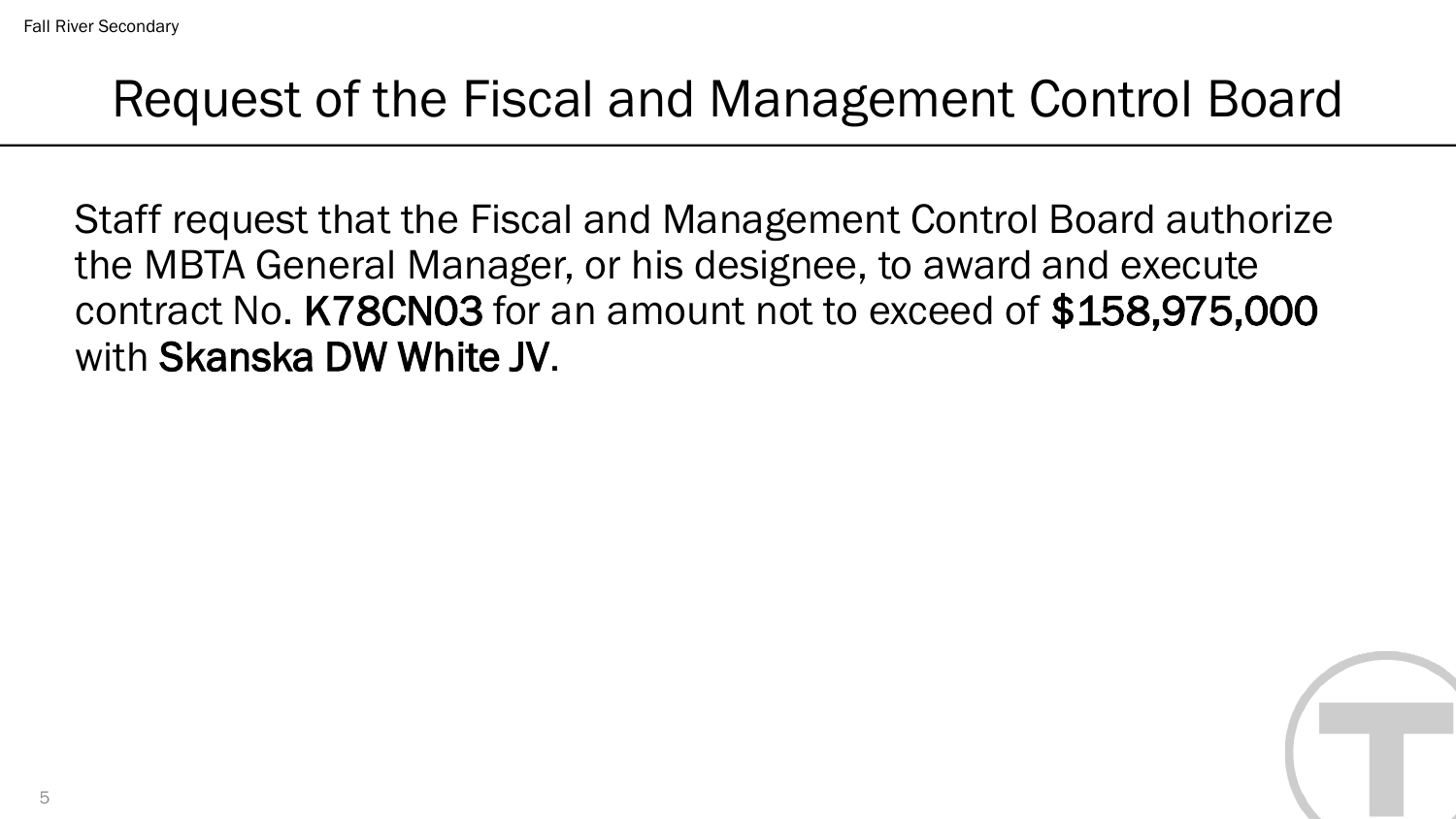# Request of the Fiscal and Management Control Board

Staff request that the Fiscal and Management Control Board authorize the MBTA General Manager, or his designee, to award and execute contract No. **K78CN03** for an amount not to exceed of **$158,975,000** with **Skanska DW White JV**.